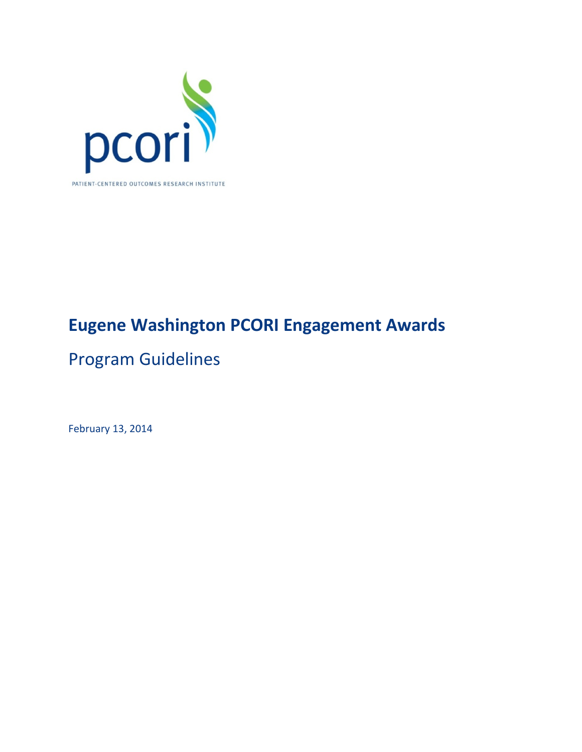pcori

PATIENT-CENTERED OUTCOMES RESEARCH INSTITUTE

# Eugene Washington PCORI Engagement Awards

## Program Guidelines

February 13, 2014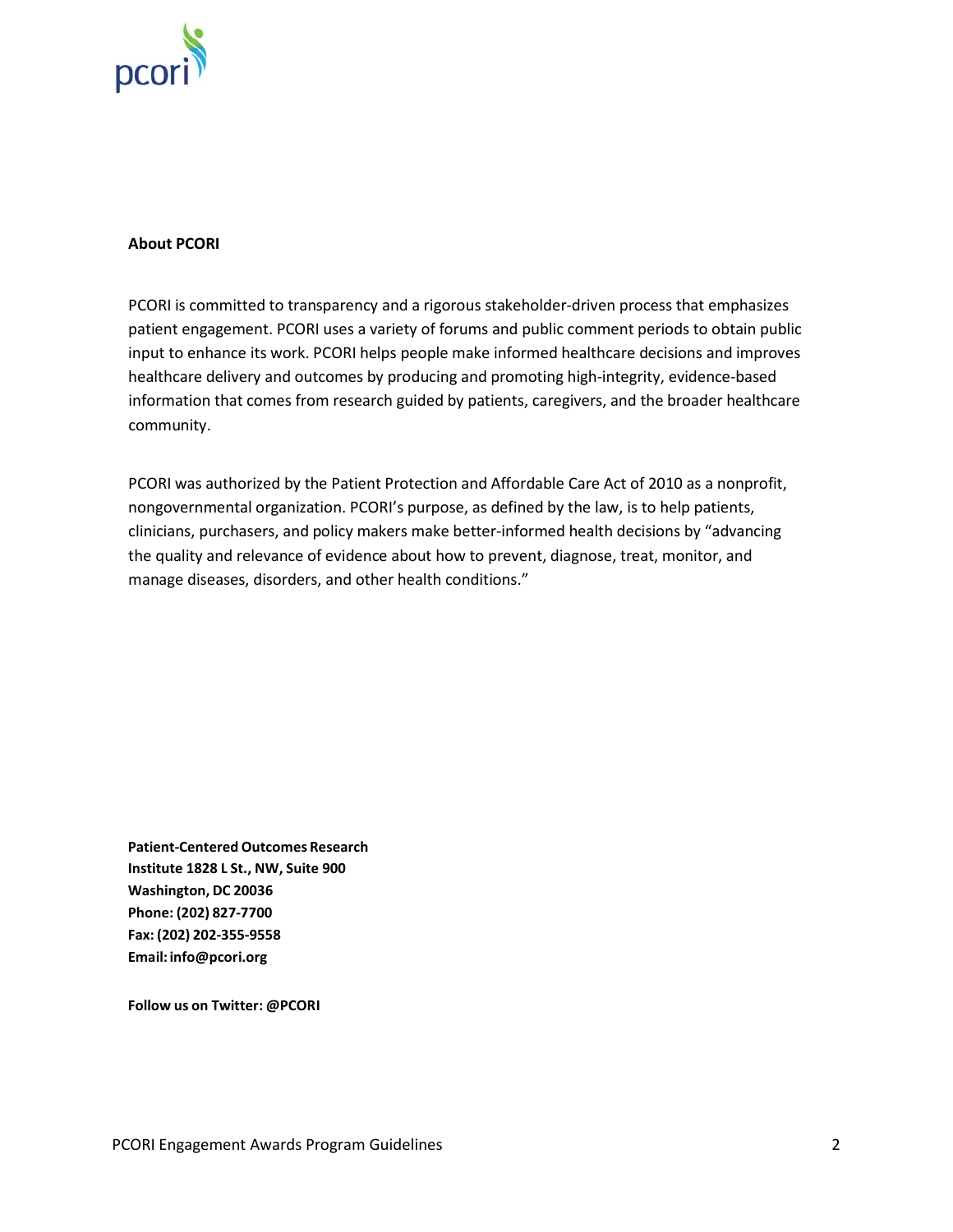## About PCORI

PCORI is committed to transparency and a rigorous stakeholder-driven process that emphasizes patient engagement. PCORI uses a variety of forums and public comment periods to obtain public input to enhance its work. PCORI helps people make informed healthcare decisions and improves healthcare delivery and outcomes by producing and promoting high-integrity, evidence-based information that comes from research guided by patients, caregivers, and the broader healthcare community.

PCORI was authorized by the Patient Protection and Affordable Care Act of 2010 as a nonprofit, nongovernmental organization. PCORI's purpose, as defined by the law, is to help patients, clinicians, purchasers, and policy makers make better-informed health decisions by "advancing the quality and relevance of evidence about how to prevent, diagnose, treat, monitor, and manage diseases, disorders, and other health conditions."

**Patient-Centered Outcomes Research Institute 1828 L St., NW, Suite 900**
**Washington, DC 20036**
**Phone: (202) 827-7700**
**Fax: (202) 202-355-9558**
**Email: info@pcori.org**

**Follow us on Twitter: @PCORI**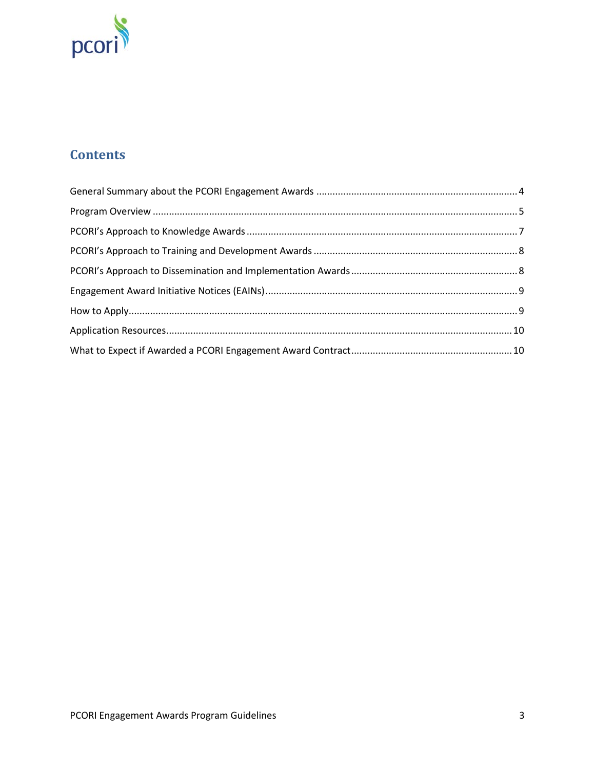## Contents

General Summary about the PCORI Engagement Awards .......... 4

Program Overview .......... 5

PCORI's Approach to Knowledge Awards .......... 7

PCORI's Approach to Training and Development Awards .......... 8

PCORI's Approach to Dissemination and Implementation Awards .......... 8

Engagement Award Initiative Notices (EAINs) .......... 9

How to Apply .......... 9

Application Resources .......... 10

What to Expect if Awarded a PCORI Engagement Award Contract .......... 10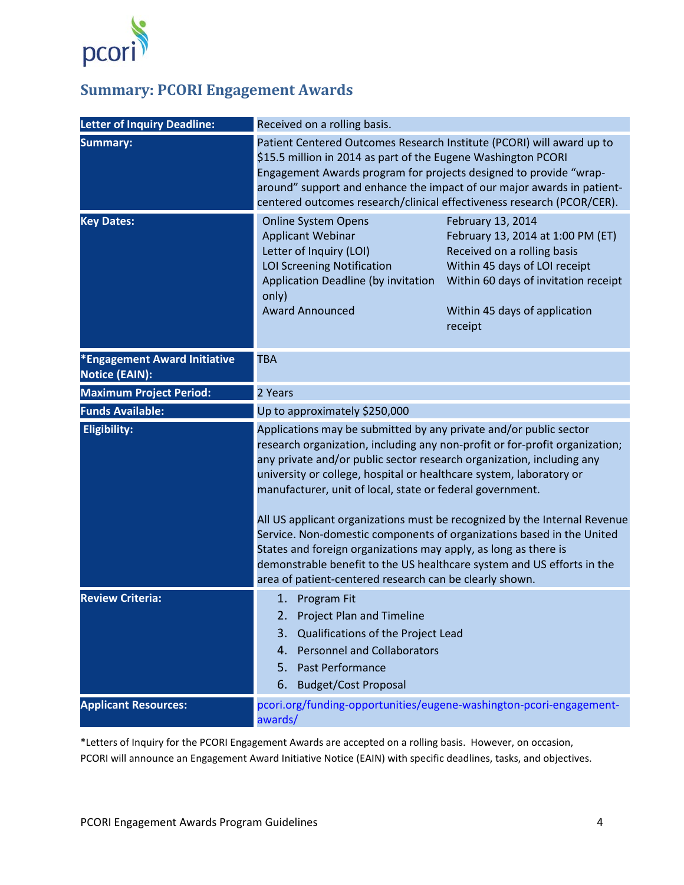## Summary: PCORI Engagement Awards

| | |
|---|---|
| **Letter of Inquiry Deadline:** | Received on a rolling basis. |
| **Summary:** | Patient Centered Outcomes Research Institute (PCORI) will award up to $15.5 million in 2014 as part of the Eugene Washington PCORI Engagement Awards program for projects designed to provide "wrap-around" support and enhance the impact of our major awards in patient-centered outcomes research/clinical effectiveness research (PCOR/CER). |
| **Key Dates:** | Online System Opens — February 13, 2014<br>Applicant Webinar — February 13, 2014 at 1:00 PM (ET)<br>Letter of Inquiry (LOI) — Received on a rolling basis<br>LOI Screening Notification — Within 45 days of LOI receipt<br>Application Deadline (by invitation only) — Within 60 days of invitation receipt<br>Award Announced — Within 45 days of application receipt |
| ***Engagement Award Initiative Notice (EAIN):** | TBA |
| **Maximum Project Period:** | 2 Years |
| **Funds Available:** | Up to approximately $250,000 |
| **Eligibility:** | Applications may be submitted by any private and/or public sector research organization, including any non-profit or for-profit organization; any private and/or public sector research organization, including any university or college, hospital or healthcare system, laboratory or manufacturer, unit of local, state or federal government.<br><br>All US applicant organizations must be recognized by the Internal Revenue Service. Non-domestic components of organizations based in the United States and foreign organizations may apply, as long as there is demonstrable benefit to the US healthcare system and US efforts in the area of patient-centered research can be clearly shown. |
| **Review Criteria:** | 1. Program Fit<br>2. Project Plan and Timeline<br>3. Qualifications of the Project Lead<br>4. Personnel and Collaborators<br>5. Past Performance<br>6. Budget/Cost Proposal |
| **Applicant Resources:** | pcori.org/funding-opportunities/eugene-washington-pcori-engagement-awards/ |

*Letters of Inquiry for the PCORI Engagement Awards are accepted on a rolling basis. However, on occasion, PCORI will announce an Engagement Award Initiative Notice (EAIN) with specific deadlines, tasks, and objectives.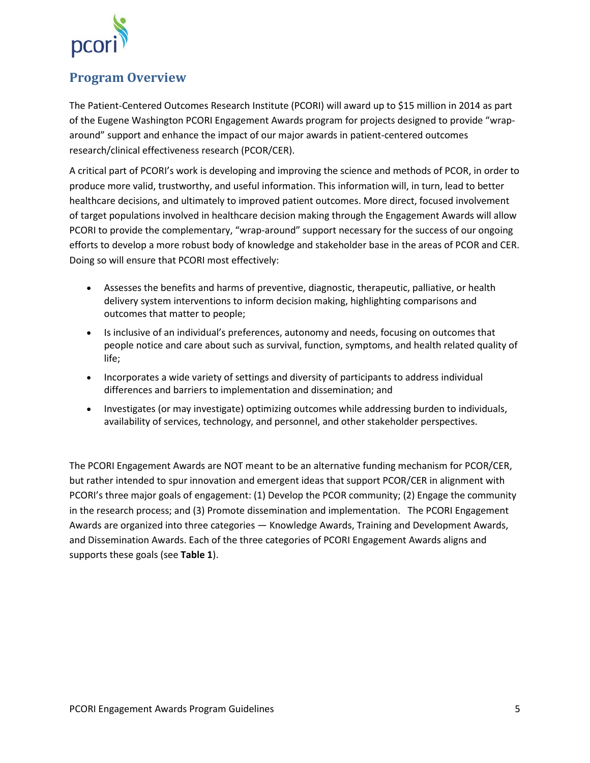## Program Overview

The Patient-Centered Outcomes Research Institute (PCORI) will award up to $15 million in 2014 as part of the Eugene Washington PCORI Engagement Awards program for projects designed to provide "wrap-around" support and enhance the impact of our major awards in patient-centered outcomes research/clinical effectiveness research (PCOR/CER).

A critical part of PCORI's work is developing and improving the science and methods of PCOR, in order to produce more valid, trustworthy, and useful information. This information will, in turn, lead to better healthcare decisions, and ultimately to improved patient outcomes. More direct, focused involvement of target populations involved in healthcare decision making through the Engagement Awards will allow PCORI to provide the complementary, "wrap-around" support necessary for the success of our ongoing efforts to develop a more robust body of knowledge and stakeholder base in the areas of PCOR and CER. Doing so will ensure that PCORI most effectively:

- Assesses the benefits and harms of preventive, diagnostic, therapeutic, palliative, or health delivery system interventions to inform decision making, highlighting comparisons and outcomes that matter to people;
- Is inclusive of an individual's preferences, autonomy and needs, focusing on outcomes that people notice and care about such as survival, function, symptoms, and health related quality of life;
- Incorporates a wide variety of settings and diversity of participants to address individual differences and barriers to implementation and dissemination; and
- Investigates (or may investigate) optimizing outcomes while addressing burden to individuals, availability of services, technology, and personnel, and other stakeholder perspectives.

The PCORI Engagement Awards are NOT meant to be an alternative funding mechanism for PCOR/CER, but rather intended to spur innovation and emergent ideas that support PCOR/CER in alignment with PCORI's three major goals of engagement: (1) Develop the PCOR community; (2) Engage the community in the research process; and (3) Promote dissemination and implementation. The PCORI Engagement Awards are organized into three categories — Knowledge Awards, Training and Development Awards, and Dissemination Awards. Each of the three categories of PCORI Engagement Awards aligns and supports these goals (see **Table 1**).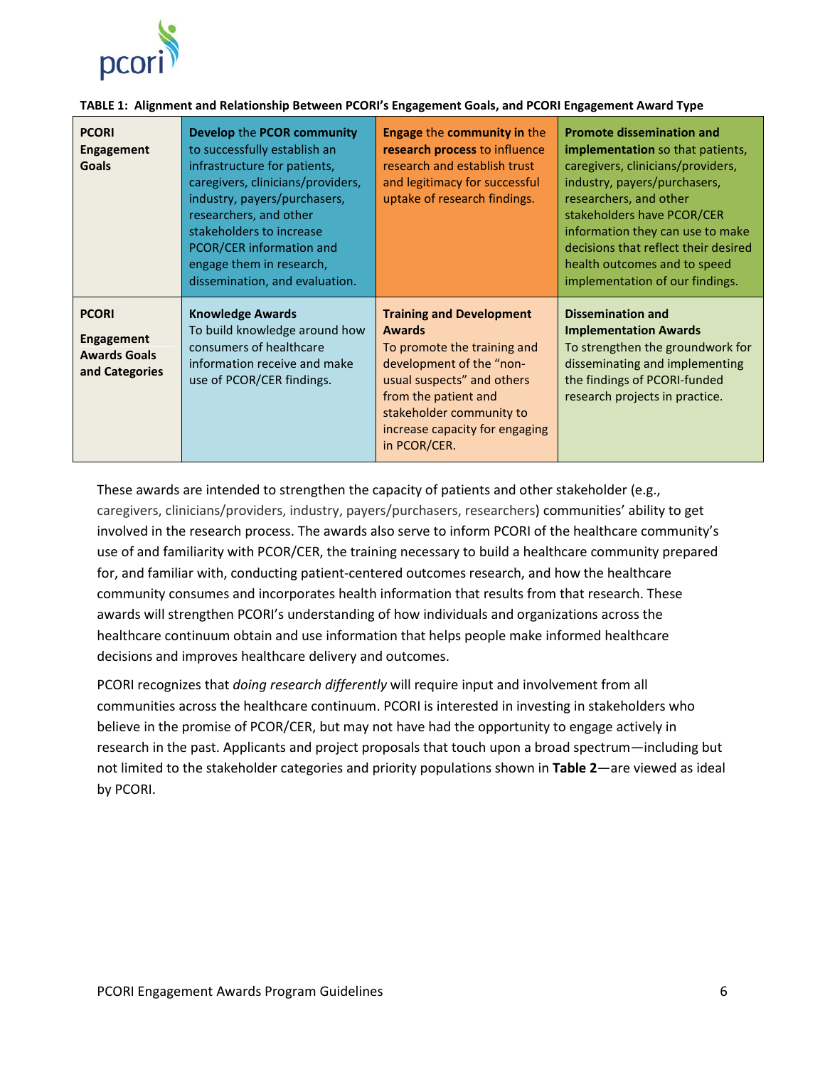**TABLE 1: Alignment and Relationship Between PCORI's Engagement Goals, and PCORI Engagement Award Type**

| **PCORI Engagement Goals** | **Develop** the **PCOR community** to successfully establish an infrastructure for patients, caregivers, clinicians/providers, industry, payers/purchasers, researchers, and other stakeholders to increase PCOR/CER information and engage them in research, dissemination, and evaluation. | **Engage** the **community in** the **research process** to influence research and establish trust and legitimacy for successful uptake of research findings. | **Promote dissemination and implementation** so that patients, caregivers, clinicians/providers, industry, payers/purchasers, researchers, and other stakeholders have PCOR/CER information they can use to make decisions that reflect their desired health outcomes and to speed implementation of our findings. |
|---|---|---|---|
| **PCORI Engagement Awards Goals and Categories** | **Knowledge Awards** To build knowledge around how consumers of healthcare information receive and make use of PCOR/CER findings. | **Training and Development Awards** To promote the training and development of the "non-usual suspects" and others from the patient and stakeholder community to increase capacity for engaging in PCOR/CER. | **Dissemination and Implementation Awards** To strengthen the groundwork for disseminating and implementing the findings of PCORI-funded research projects in practice. |

These awards are intended to strengthen the capacity of patients and other stakeholder (e.g., caregivers, clinicians/providers, industry, payers/purchasers, researchers) communities' ability to get involved in the research process. The awards also serve to inform PCORI of the healthcare community's use of and familiarity with PCOR/CER, the training necessary to build a healthcare community prepared for, and familiar with, conducting patient-centered outcomes research, and how the healthcare community consumes and incorporates health information that results from that research. These awards will strengthen PCORI's understanding of how individuals and organizations across the healthcare continuum obtain and use information that helps people make informed healthcare decisions and improves healthcare delivery and outcomes.

PCORI recognizes that *doing research differently* will require input and involvement from all communities across the healthcare continuum. PCORI is interested in investing in stakeholders who believe in the promise of PCOR/CER, but may not have had the opportunity to engage actively in research in the past. Applicants and project proposals that touch upon a broad spectrum—including but not limited to the stakeholder categories and priority populations shown in **Table 2**—are viewed as ideal by PCORI.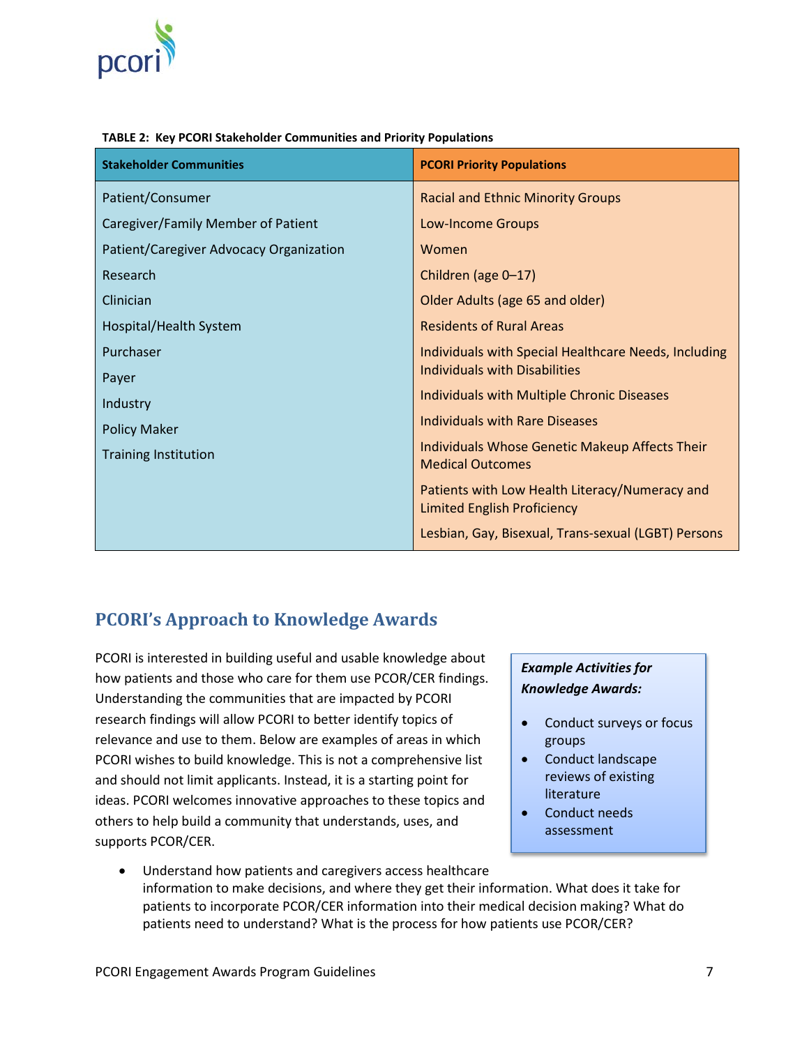**TABLE 2: Key PCORI Stakeholder Communities and Priority Populations**

| Stakeholder Communities | PCORI Priority Populations |
|---|---|
| Patient/Consumer | Racial and Ethnic Minority Groups |
| Caregiver/Family Member of Patient | Low-Income Groups |
| Patient/Caregiver Advocacy Organization | Women |
| Research | Children (age 0–17) |
| Clinician | Older Adults (age 65 and older) |
| Hospital/Health System | Residents of Rural Areas |
| Purchaser | Individuals with Special Healthcare Needs, Including Individuals with Disabilities |
| Payer | Individuals with Multiple Chronic Diseases |
| Industry | Individuals with Rare Diseases |
| Policy Maker | Individuals Whose Genetic Makeup Affects Their Medical Outcomes |
| Training Institution | Patients with Low Health Literacy/Numeracy and Limited English Proficiency |
| | Lesbian, Gay, Bisexual, Trans-sexual (LGBT) Persons |

## PCORI's Approach to Knowledge Awards

PCORI is interested in building useful and usable knowledge about how patients and those who care for them use PCOR/CER findings. Understanding the communities that are impacted by PCORI research findings will allow PCORI to better identify topics of relevance and use to them. Below are examples of areas in which PCORI wishes to build knowledge. This is not a comprehensive list and should not limit applicants. Instead, it is a starting point for ideas. PCORI welcomes innovative approaches to these topics and others to help build a community that understands, uses, and supports PCOR/CER.

> ***Example Activities for Knowledge Awards:***
>
> - Conduct surveys or focus groups
> - Conduct landscape reviews of existing literature
> - Conduct needs assessment

- Understand how patients and caregivers access healthcare information to make decisions, and where they get their information. What does it take for patients to incorporate PCOR/CER information into their medical decision making? What do patients need to understand? What is the process for how patients use PCOR/CER?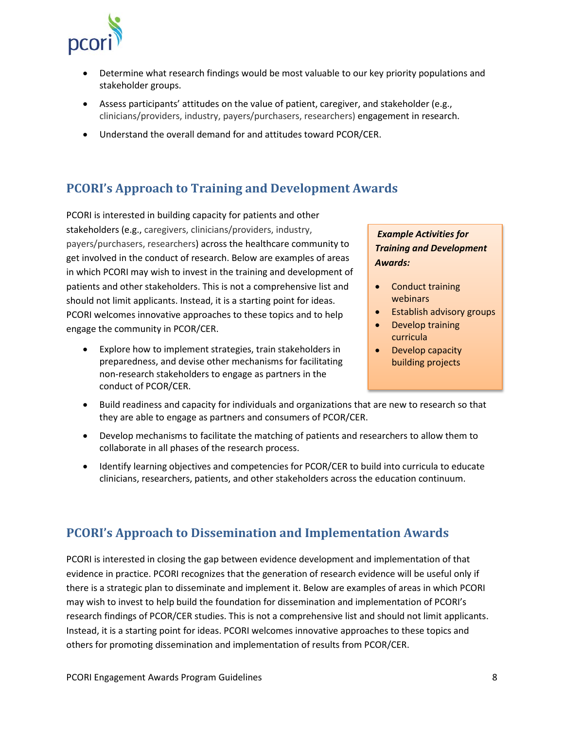- Determine what research findings would be most valuable to our key priority populations and stakeholder groups.
- Assess participants' attitudes on the value of patient, caregiver, and stakeholder (e.g., clinicians/providers, industry, payers/purchasers, researchers) engagement in research.
- Understand the overall demand for and attitudes toward PCOR/CER.

## PCORI's Approach to Training and Development Awards

PCORI is interested in building capacity for patients and other stakeholders (e.g., caregivers, clinicians/providers, industry, payers/purchasers, researchers) across the healthcare community to get involved in the conduct of research. Below are examples of areas in which PCORI may wish to invest in the training and development of patients and other stakeholders. This is not a comprehensive list and should not limit applicants. Instead, it is a starting point for ideas. PCORI welcomes innovative approaches to these topics and to help engage the community in PCOR/CER.

- Explore how to implement strategies, train stakeholders in preparedness, and devise other mechanisms for facilitating non-research stakeholders to engage as partners in the conduct of PCOR/CER.
- Build readiness and capacity for individuals and organizations that are new to research so that they are able to engage as partners and consumers of PCOR/CER.
- Develop mechanisms to facilitate the matching of patients and researchers to allow them to collaborate in all phases of the research process.
- Identify learning objectives and competencies for PCOR/CER to build into curricula to educate clinicians, researchers, patients, and other stakeholders across the education continuum.

***Example Activities for Training and Development Awards:***

- Conduct training webinars
- Establish advisory groups
- Develop training curricula
- Develop capacity building projects

## PCORI's Approach to Dissemination and Implementation Awards

PCORI is interested in closing the gap between evidence development and implementation of that evidence in practice. PCORI recognizes that the generation of research evidence will be useful only if there is a strategic plan to disseminate and implement it. Below are examples of areas in which PCORI may wish to invest to help build the foundation for dissemination and implementation of PCORI's research findings of PCOR/CER studies. This is not a comprehensive list and should not limit applicants. Instead, it is a starting point for ideas. PCORI welcomes innovative approaches to these topics and others for promoting dissemination and implementation of results from PCOR/CER.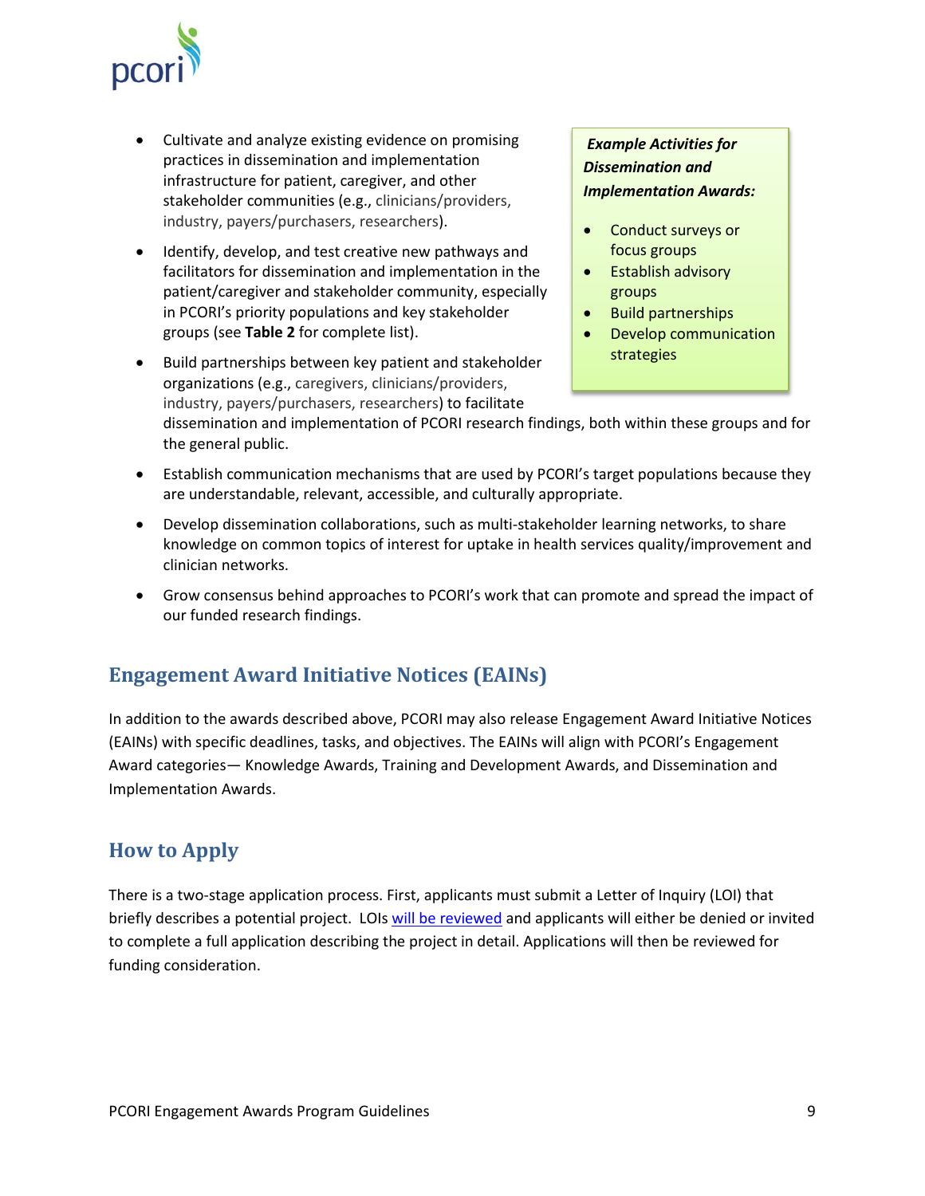- Cultivate and analyze existing evidence on promising practices in dissemination and implementation infrastructure for patient, caregiver, and other stakeholder communities (e.g., clinicians/providers, industry, payers/purchasers, researchers).
- Identify, develop, and test creative new pathways and facilitators for dissemination and implementation in the patient/caregiver and stakeholder community, especially in PCORI's priority populations and key stakeholder groups (see **Table 2** for complete list).
- Build partnerships between key patient and stakeholder organizations (e.g., caregivers, clinicians/providers, industry, payers/purchasers, researchers) to facilitate dissemination and implementation of PCORI research findings, both within these groups and for the general public.
- Establish communication mechanisms that are used by PCORI's target populations because they are understandable, relevant, accessible, and culturally appropriate.
- Develop dissemination collaborations, such as multi-stakeholder learning networks, to share knowledge on common topics of interest for uptake in health services quality/improvement and clinician networks.
- Grow consensus behind approaches to PCORI's work that can promote and spread the impact of our funded research findings.

***Example Activities for Dissemination and Implementation Awards:***

- Conduct surveys or focus groups
- Establish advisory groups
- Build partnerships
- Develop communication strategies

## Engagement Award Initiative Notices (EAINs)

In addition to the awards described above, PCORI may also release Engagement Award Initiative Notices (EAINs) with specific deadlines, tasks, and objectives. The EAINs will align with PCORI's Engagement Award categories— Knowledge Awards, Training and Development Awards, and Dissemination and Implementation Awards.

## How to Apply

There is a two-stage application process. First, applicants must submit a Letter of Inquiry (LOI) that briefly describes a potential project. LOIs will be reviewed and applicants will either be denied or invited to complete a full application describing the project in detail. Applications will then be reviewed for funding consideration.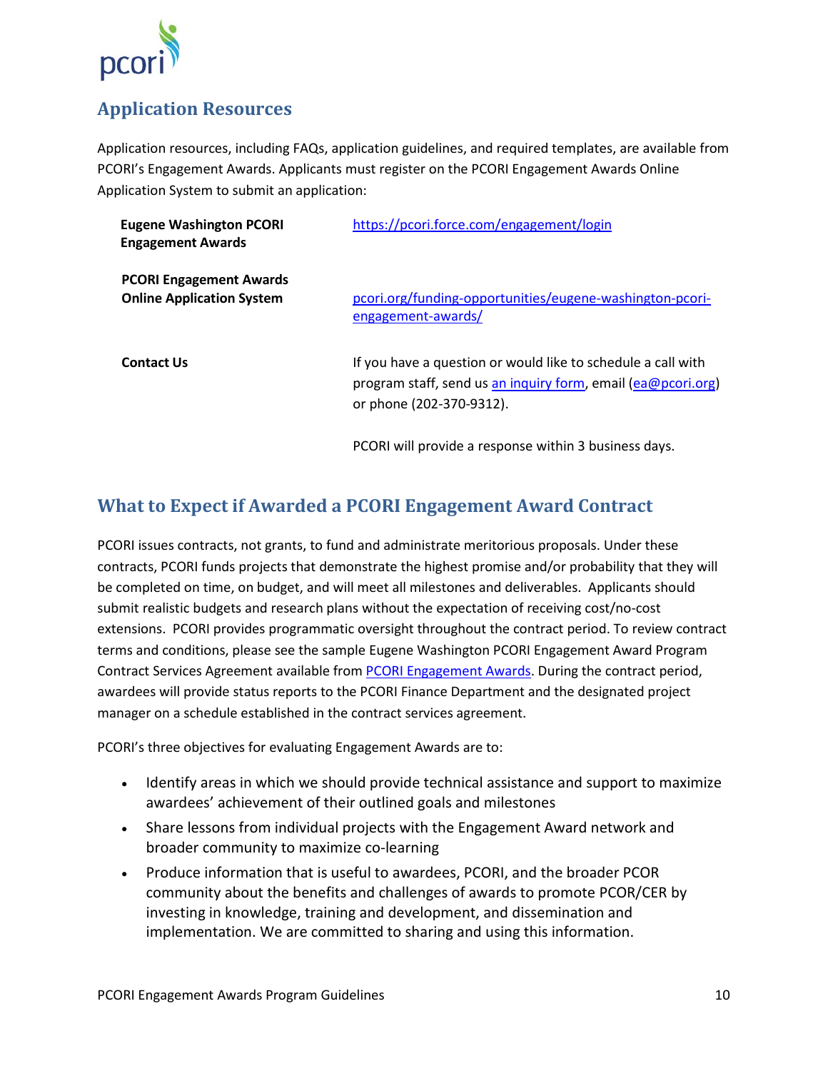## Application Resources

Application resources, including FAQs, application guidelines, and required templates, are available from PCORI's Engagement Awards. Applicants must register on the PCORI Engagement Awards Online Application System to submit an application:

| | |
|---|---|
| **Eugene Washington PCORI Engagement Awards** | https://pcori.force.com/engagement/login |
| **PCORI Engagement Awards Online Application System** | pcori.org/funding-opportunities/eugene-washington-pcori-engagement-awards/ |
| **Contact Us** | If you have a question or would like to schedule a call with program staff, send us an inquiry form, email (ea@pcori.org) or phone (202-370-9312).<br><br>PCORI will provide a response within 3 business days. |

## What to Expect if Awarded a PCORI Engagement Award Contract

PCORI issues contracts, not grants, to fund and administrate meritorious proposals. Under these contracts, PCORI funds projects that demonstrate the highest promise and/or probability that they will be completed on time, on budget, and will meet all milestones and deliverables. Applicants should submit realistic budgets and research plans without the expectation of receiving cost/no-cost extensions. PCORI provides programmatic oversight throughout the contract period. To review contract terms and conditions, please see the sample Eugene Washington PCORI Engagement Award Program Contract Services Agreement available from PCORI Engagement Awards. During the contract period, awardees will provide status reports to the PCORI Finance Department and the designated project manager on a schedule established in the contract services agreement.

PCORI's three objectives for evaluating Engagement Awards are to:

- Identify areas in which we should provide technical assistance and support to maximize awardees' achievement of their outlined goals and milestones
- Share lessons from individual projects with the Engagement Award network and broader community to maximize co-learning
- Produce information that is useful to awardees, PCORI, and the broader PCOR community about the benefits and challenges of awards to promote PCOR/CER by investing in knowledge, training and development, and dissemination and implementation. We are committed to sharing and using this information.